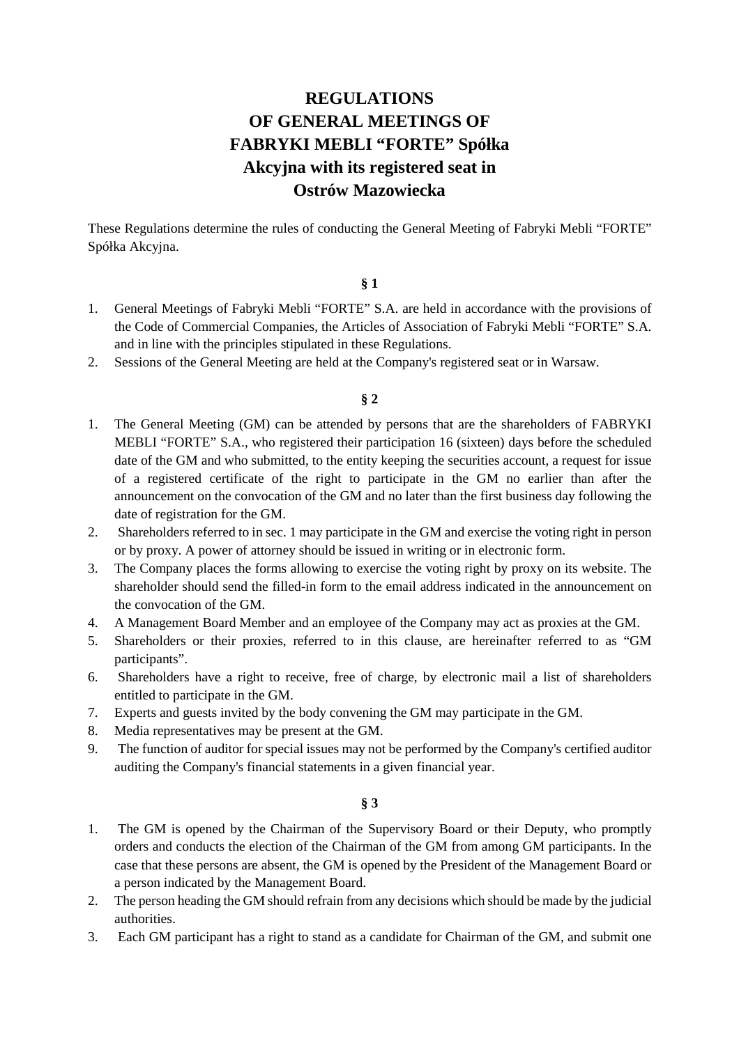# REGULATIONS OF GENERAL MEETINGS OF FABRYKI MEBLI "FORTE" Spółka Akcyjna with its registered seat in Ostrów Mazowiecka

These Regulations determine the rules of conducting the General Meeting of Fabryki Mebli "FORTE" Spółka Akcyjna.

**§ 1**

1. General Meetings of Fabryki Mebli "FORTE" S.A. are held in accordance with the provisions of the Code of Commercial Companies, the Articles of Association of Fabryki Mebli "FORTE" S.A. and in line with the principles stipulated in these Regulations.
2. Sessions of the General Meeting are held at the Company's registered seat or in Warsaw.

**§ 2**

1. The General Meeting (GM) can be attended by persons that are the shareholders of FABRYKI MEBLI "FORTE" S.A., who registered their participation 16 (sixteen) days before the scheduled date of the GM and who submitted, to the entity keeping the securities account, a request for issue of a registered certificate of the right to participate in the GM no earlier than after the announcement on the convocation of the GM and no later than the first business day following the date of registration for the GM.
2. Shareholders referred to in sec. 1 may participate in the GM and exercise the voting right in person or by proxy. A power of attorney should be issued in writing or in electronic form.
3. The Company places the forms allowing to exercise the voting right by proxy on its website. The shareholder should send the filled-in form to the email address indicated in the announcement on the convocation of the GM.
4. A Management Board Member and an employee of the Company may act as proxies at the GM.
5. Shareholders or their proxies, referred to in this clause, are hereinafter referred to as "GM participants".
6. Shareholders have a right to receive, free of charge, by electronic mail a list of shareholders entitled to participate in the GM.
7. Experts and guests invited by the body convening the GM may participate in the GM.
8. Media representatives may be present at the GM.
9. The function of auditor for special issues may not be performed by the Company's certified auditor auditing the Company's financial statements in a given financial year.

**§ 3**

1. The GM is opened by the Chairman of the Supervisory Board or their Deputy, who promptly orders and conducts the election of the Chairman of the GM from among GM participants. In the case that these persons are absent, the GM is opened by the President of the Management Board or a person indicated by the Management Board.
2. The person heading the GM should refrain from any decisions which should be made by the judicial authorities.
3. Each GM participant has a right to stand as a candidate for Chairman of the GM, and submit one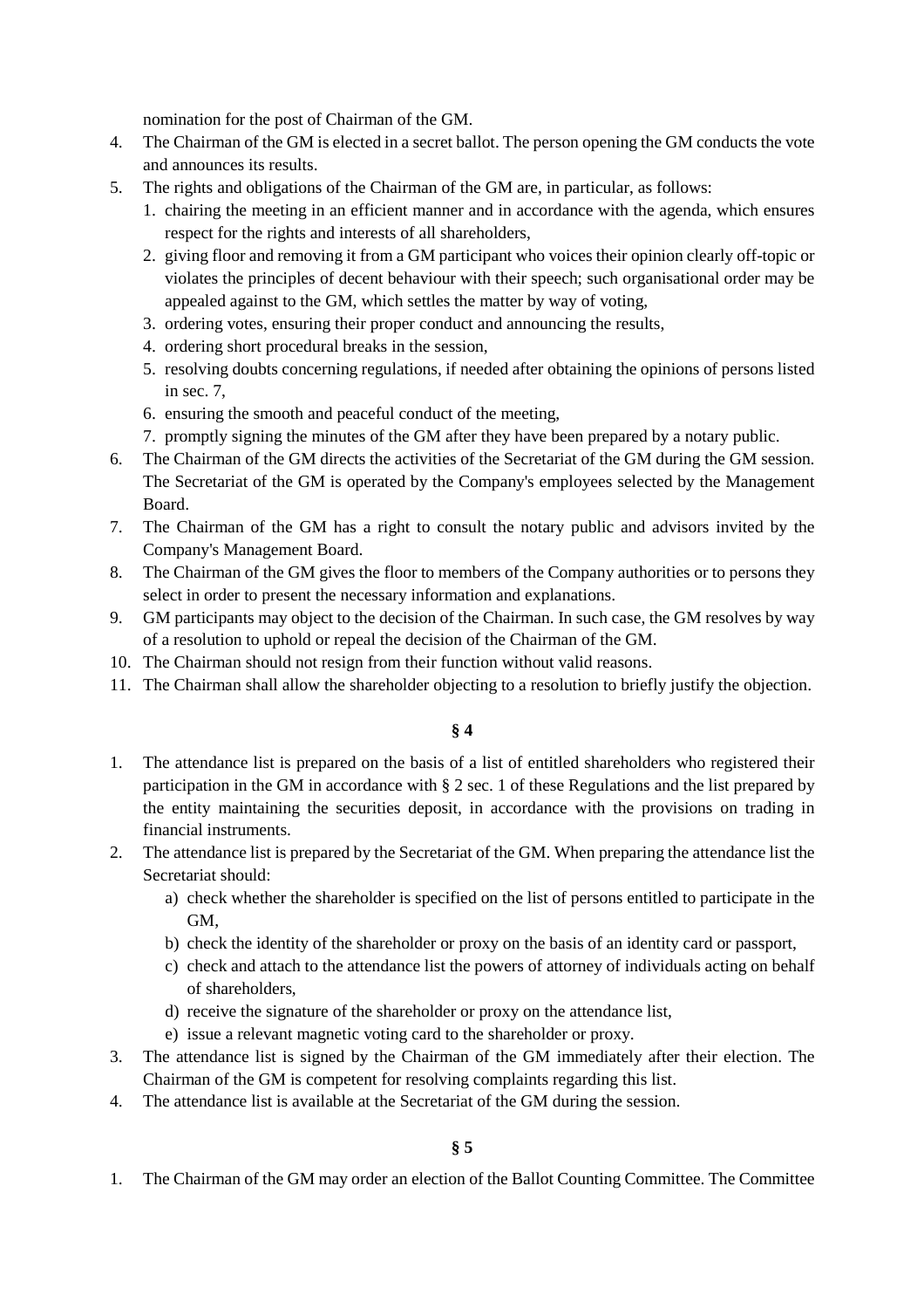nomination for the post of Chairman of the GM.

4. The Chairman of the GM is elected in a secret ballot. The person opening the GM conducts the vote and announces its results.
5. The rights and obligations of the Chairman of the GM are, in particular, as follows:
   1. chairing the meeting in an efficient manner and in accordance with the agenda, which ensures respect for the rights and interests of all shareholders,
   2. giving floor and removing it from a GM participant who voices their opinion clearly off-topic or violates the principles of decent behaviour with their speech; such organisational order may be appealed against to the GM, which settles the matter by way of voting,
   3. ordering votes, ensuring their proper conduct and announcing the results,
   4. ordering short procedural breaks in the session,
   5. resolving doubts concerning regulations, if needed after obtaining the opinions of persons listed in sec. 7,
   6. ensuring the smooth and peaceful conduct of the meeting,
   7. promptly signing the minutes of the GM after they have been prepared by a notary public.
6. The Chairman of the GM directs the activities of the Secretariat of the GM during the GM session. The Secretariat of the GM is operated by the Company's employees selected by the Management Board.
7. The Chairman of the GM has a right to consult the notary public and advisors invited by the Company's Management Board.
8. The Chairman of the GM gives the floor to members of the Company authorities or to persons they select in order to present the necessary information and explanations.
9. GM participants may object to the decision of the Chairman. In such case, the GM resolves by way of a resolution to uphold or repeal the decision of the Chairman of the GM.
10. The Chairman should not resign from their function without valid reasons.
11. The Chairman shall allow the shareholder objecting to a resolution to briefly justify the objection.

**§ 4**

1. The attendance list is prepared on the basis of a list of entitled shareholders who registered their participation in the GM in accordance with § 2 sec. 1 of these Regulations and the list prepared by the entity maintaining the securities deposit, in accordance with the provisions on trading in financial instruments.
2. The attendance list is prepared by the Secretariat of the GM. When preparing the attendance list the Secretariat should:
   a) check whether the shareholder is specified on the list of persons entitled to participate in the GM,
   b) check the identity of the shareholder or proxy on the basis of an identity card or passport,
   c) check and attach to the attendance list the powers of attorney of individuals acting on behalf of shareholders,
   d) receive the signature of the shareholder or proxy on the attendance list,
   e) issue a relevant magnetic voting card to the shareholder or proxy.
3. The attendance list is signed by the Chairman of the GM immediately after their election. The Chairman of the GM is competent for resolving complaints regarding this list.
4. The attendance list is available at the Secretariat of the GM during the session.

**§ 5**

1. The Chairman of the GM may order an election of the Ballot Counting Committee. The Committee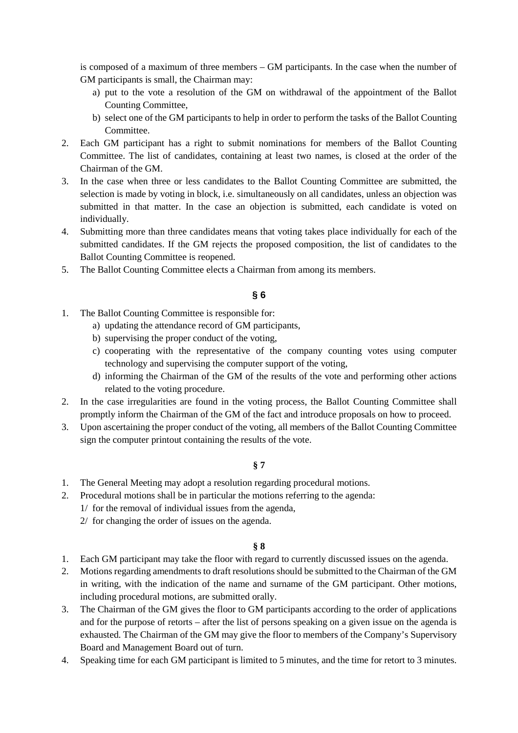is composed of a maximum of three members – GM participants. In the case when the number of GM participants is small, the Chairman may:

a) put to the vote a resolution of the GM on withdrawal of the appointment of the Ballot Counting Committee,
b) select one of the GM participants to help in order to perform the tasks of the Ballot Counting Committee.

2. Each GM participant has a right to submit nominations for members of the Ballot Counting Committee. The list of candidates, containing at least two names, is closed at the order of the Chairman of the GM.
3. In the case when three or less candidates to the Ballot Counting Committee are submitted, the selection is made by voting in block, i.e. simultaneously on all candidates, unless an objection was submitted in that matter. In the case an objection is submitted, each candidate is voted on individually.
4. Submitting more than three candidates means that voting takes place individually for each of the submitted candidates. If the GM rejects the proposed composition, the list of candidates to the Ballot Counting Committee is reopened.
5. The Ballot Counting Committee elects a Chairman from among its members.

**§ 6**

1. The Ballot Counting Committee is responsible for:
   a) updating the attendance record of GM participants,
   b) supervising the proper conduct of the voting,
   c) cooperating with the representative of the company counting votes using computer technology and supervising the computer support of the voting,
   d) informing the Chairman of the GM of the results of the vote and performing other actions related to the voting procedure.
2. In the case irregularities are found in the voting process, the Ballot Counting Committee shall promptly inform the Chairman of the GM of the fact and introduce proposals on how to proceed.
3. Upon ascertaining the proper conduct of the voting, all members of the Ballot Counting Committee sign the computer printout containing the results of the vote.

**§ 7**

1. The General Meeting may adopt a resolution regarding procedural motions.
2. Procedural motions shall be in particular the motions referring to the agenda:
   1/ for the removal of individual issues from the agenda,
   2/ for changing the order of issues on the agenda.

**§ 8**

1. Each GM participant may take the floor with regard to currently discussed issues on the agenda.
2. Motions regarding amendments to draft resolutions should be submitted to the Chairman of the GM in writing, with the indication of the name and surname of the GM participant. Other motions, including procedural motions, are submitted orally.
3. The Chairman of the GM gives the floor to GM participants according to the order of applications and for the purpose of retorts – after the list of persons speaking on a given issue on the agenda is exhausted. The Chairman of the GM may give the floor to members of the Company's Supervisory Board and Management Board out of turn.
4. Speaking time for each GM participant is limited to 5 minutes, and the time for retort to 3 minutes.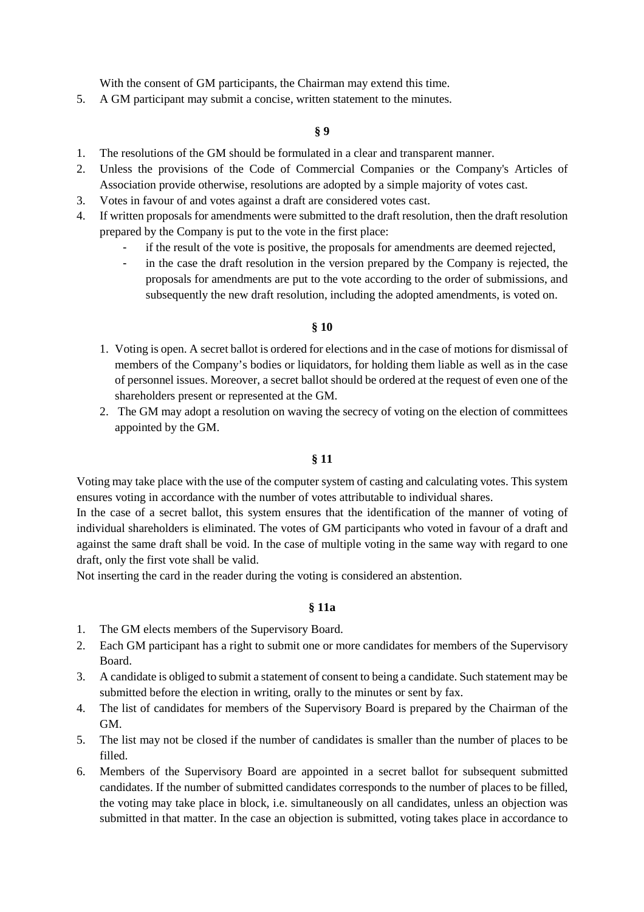With the consent of GM participants, the Chairman may extend this time.

5. A GM participant may submit a concise, written statement to the minutes.

**§ 9**

1. The resolutions of the GM should be formulated in a clear and transparent manner.
2. Unless the provisions of the Code of Commercial Companies or the Company's Articles of Association provide otherwise, resolutions are adopted by a simple majority of votes cast.
3. Votes in favour of and votes against a draft are considered votes cast.
4. If written proposals for amendments were submitted to the draft resolution, then the draft resolution prepared by the Company is put to the vote in the first place:
   - if the result of the vote is positive, the proposals for amendments are deemed rejected,
   - in the case the draft resolution in the version prepared by the Company is rejected, the proposals for amendments are put to the vote according to the order of submissions, and subsequently the new draft resolution, including the adopted amendments, is voted on.

**§ 10**

1. Voting is open. A secret ballot is ordered for elections and in the case of motions for dismissal of members of the Company's bodies or liquidators, for holding them liable as well as in the case of personnel issues. Moreover, a secret ballot should be ordered at the request of even one of the shareholders present or represented at the GM.
2. The GM may adopt a resolution on waving the secrecy of voting on the election of committees appointed by the GM.

**§ 11**

Voting may take place with the use of the computer system of casting and calculating votes. This system ensures voting in accordance with the number of votes attributable to individual shares.
In the case of a secret ballot, this system ensures that the identification of the manner of voting of individual shareholders is eliminated. The votes of GM participants who voted in favour of a draft and against the same draft shall be void. In the case of multiple voting in the same way with regard to one draft, only the first vote shall be valid.
Not inserting the card in the reader during the voting is considered an abstention.

**§ 11a**

1. The GM elects members of the Supervisory Board.
2. Each GM participant has a right to submit one or more candidates for members of the Supervisory Board.
3. A candidate is obliged to submit a statement of consent to being a candidate. Such statement may be submitted before the election in writing, orally to the minutes or sent by fax.
4. The list of candidates for members of the Supervisory Board is prepared by the Chairman of the GM.
5. The list may not be closed if the number of candidates is smaller than the number of places to be filled.
6. Members of the Supervisory Board are appointed in a secret ballot for subsequent submitted candidates. If the number of submitted candidates corresponds to the number of places to be filled, the voting may take place in block, i.e. simultaneously on all candidates, unless an objection was submitted in that matter. In the case an objection is submitted, voting takes place in accordance to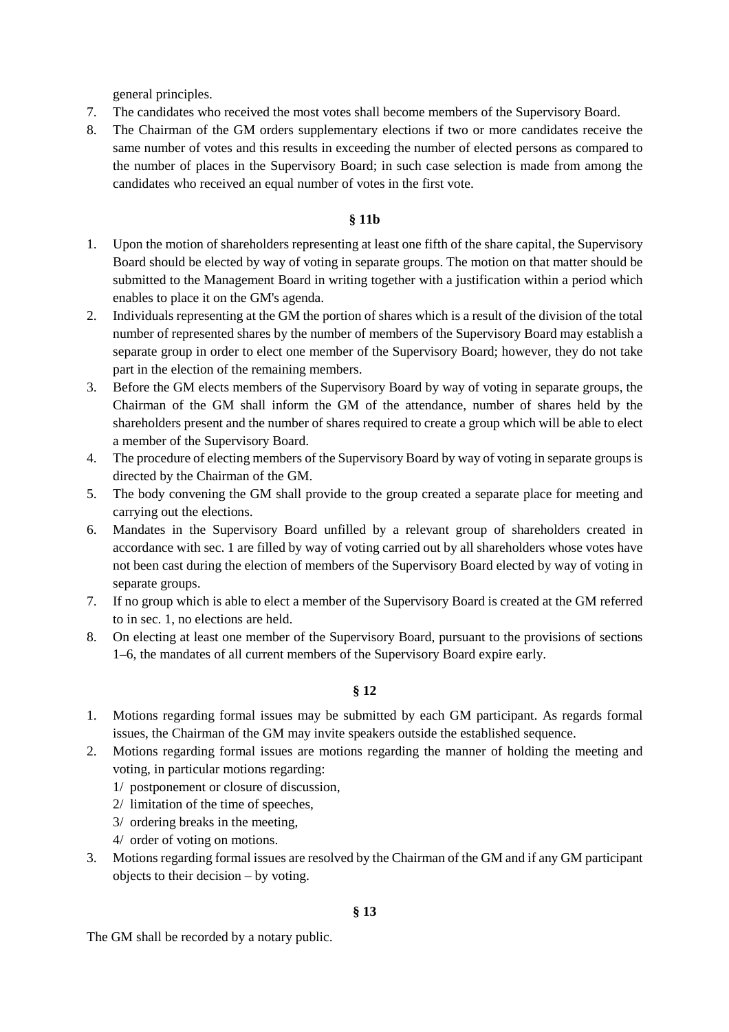general principles.

7. The candidates who received the most votes shall become members of the Supervisory Board.
8. The Chairman of the GM orders supplementary elections if two or more candidates receive the same number of votes and this results in exceeding the number of elected persons as compared to the number of places in the Supervisory Board; in such case selection is made from among the candidates who received an equal number of votes in the first vote.

**§ 11b**

1. Upon the motion of shareholders representing at least one fifth of the share capital, the Supervisory Board should be elected by way of voting in separate groups. The motion on that matter should be submitted to the Management Board in writing together with a justification within a period which enables to place it on the GM's agenda.
2. Individuals representing at the GM the portion of shares which is a result of the division of the total number of represented shares by the number of members of the Supervisory Board may establish a separate group in order to elect one member of the Supervisory Board; however, they do not take part in the election of the remaining members.
3. Before the GM elects members of the Supervisory Board by way of voting in separate groups, the Chairman of the GM shall inform the GM of the attendance, number of shares held by the shareholders present and the number of shares required to create a group which will be able to elect a member of the Supervisory Board.
4. The procedure of electing members of the Supervisory Board by way of voting in separate groups is directed by the Chairman of the GM.
5. The body convening the GM shall provide to the group created a separate place for meeting and carrying out the elections.
6. Mandates in the Supervisory Board unfilled by a relevant group of shareholders created in accordance with sec. 1 are filled by way of voting carried out by all shareholders whose votes have not been cast during the election of members of the Supervisory Board elected by way of voting in separate groups.
7. If no group which is able to elect a member of the Supervisory Board is created at the GM referred to in sec. 1, no elections are held.
8. On electing at least one member of the Supervisory Board, pursuant to the provisions of sections 1–6, the mandates of all current members of the Supervisory Board expire early.

**§ 12**

1. Motions regarding formal issues may be submitted by each GM participant. As regards formal issues, the Chairman of the GM may invite speakers outside the established sequence.
2. Motions regarding formal issues are motions regarding the manner of holding the meeting and voting, in particular motions regarding:
   1/ postponement or closure of discussion,
   2/ limitation of the time of speeches,
   3/ ordering breaks in the meeting,
   4/ order of voting on motions.
3. Motions regarding formal issues are resolved by the Chairman of the GM and if any GM participant objects to their decision – by voting.

**§ 13**

The GM shall be recorded by a notary public.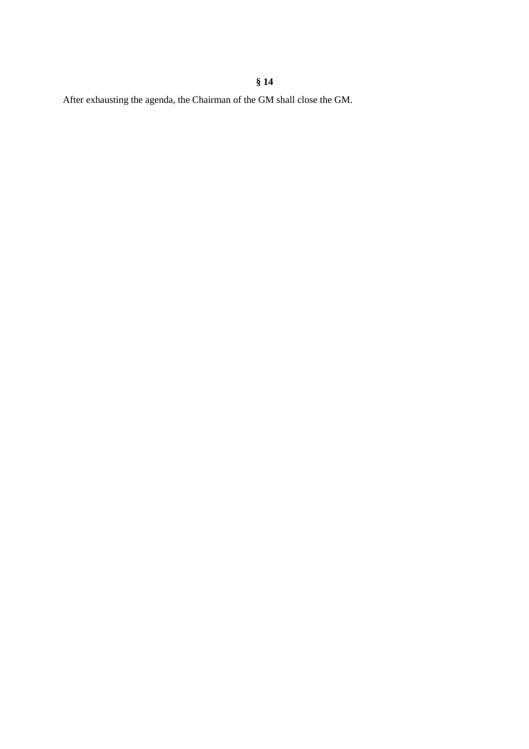**§ 14**

After exhausting the agenda, the Chairman of the GM shall close the GM.